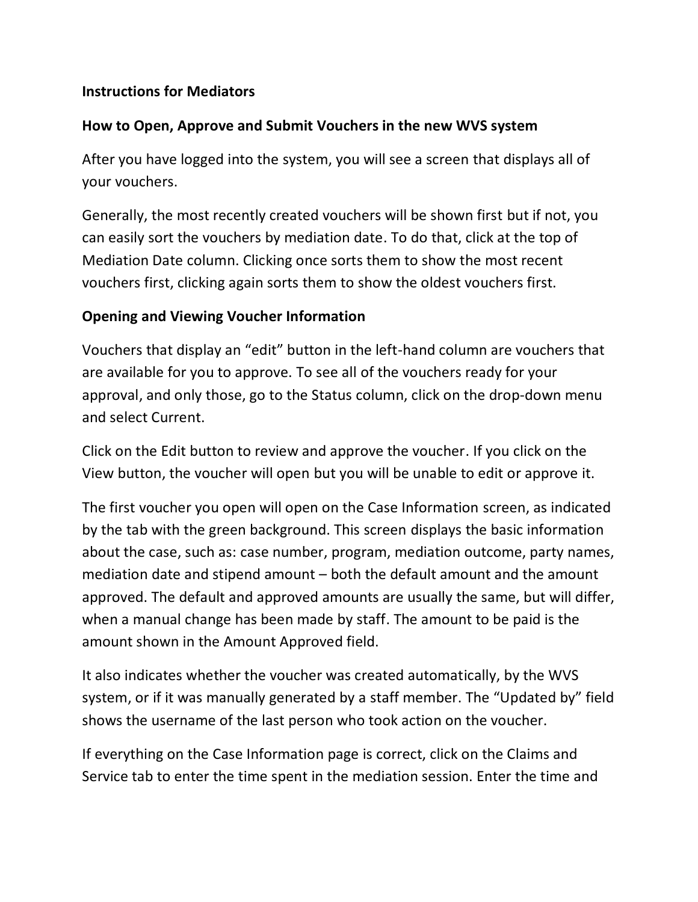**Instructions for Mediators**

**How to Open, Approve and Submit Vouchers in the new WVS system**

After you have logged into the system, you will see a screen that displays all of your vouchers.

Generally, the most recently created vouchers will be shown first but if not, you can easily sort the vouchers by mediation date. To do that, click at the top of Mediation Date column. Clicking once sorts them to show the most recent vouchers first, clicking again sorts them to show the oldest vouchers first.

**Opening and Viewing Voucher Information**

Vouchers that display an "edit" button in the left-hand column are vouchers that are available for you to approve. To see all of the vouchers ready for your approval, and only those, go to the Status column, click on the drop-down menu and select Current.

Click on the Edit button to review and approve the voucher. If you click on the View button, the voucher will open but you will be unable to edit or approve it.

The first voucher you open will open on the Case Information screen, as indicated by the tab with the green background. This screen displays the basic information about the case, such as: case number, program, mediation outcome, party names, mediation date and stipend amount – both the default amount and the amount approved. The default and approved amounts are usually the same, but will differ, when a manual change has been made by staff. The amount to be paid is the amount shown in the Amount Approved field.

It also indicates whether the voucher was created automatically, by the WVS system, or if it was manually generated by a staff member. The "Updated by" field shows the username of the last person who took action on the voucher.

If everything on the Case Information page is correct, click on the Claims and Service tab to enter the time spent in the mediation session. Enter the time and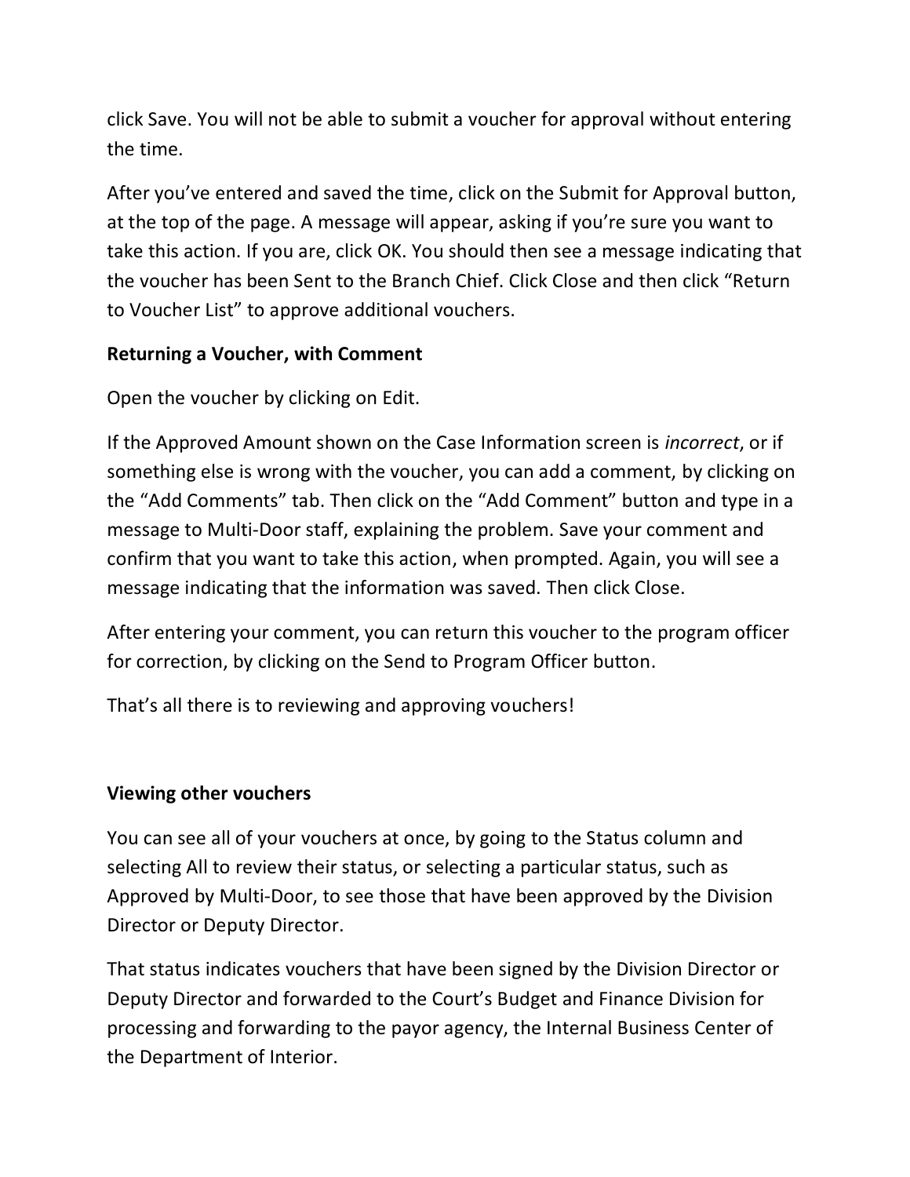click Save. You will not be able to submit a voucher for approval without entering the time.

After you've entered and saved the time, click on the Submit for Approval button, at the top of the page. A message will appear, asking if you're sure you want to take this action. If you are, click OK. You should then see a message indicating that the voucher has been Sent to the Branch Chief. Click Close and then click "Return to Voucher List" to approve additional vouchers.

**Returning a Voucher, with Comment**

Open the voucher by clicking on Edit.

If the Approved Amount shown on the Case Information screen is *incorrect*, or if something else is wrong with the voucher, you can add a comment, by clicking on the "Add Comments" tab. Then click on the "Add Comment" button and type in a message to Multi-Door staff, explaining the problem. Save your comment and confirm that you want to take this action, when prompted. Again, you will see a message indicating that the information was saved. Then click Close.

After entering your comment, you can return this voucher to the program officer for correction, by clicking on the Send to Program Officer button.

That's all there is to reviewing and approving vouchers!

**Viewing other vouchers**

You can see all of your vouchers at once, by going to the Status column and selecting All to review their status, or selecting a particular status, such as Approved by Multi-Door, to see those that have been approved by the Division Director or Deputy Director.

That status indicates vouchers that have been signed by the Division Director or Deputy Director and forwarded to the Court's Budget and Finance Division for processing and forwarding to the payor agency, the Internal Business Center of the Department of Interior.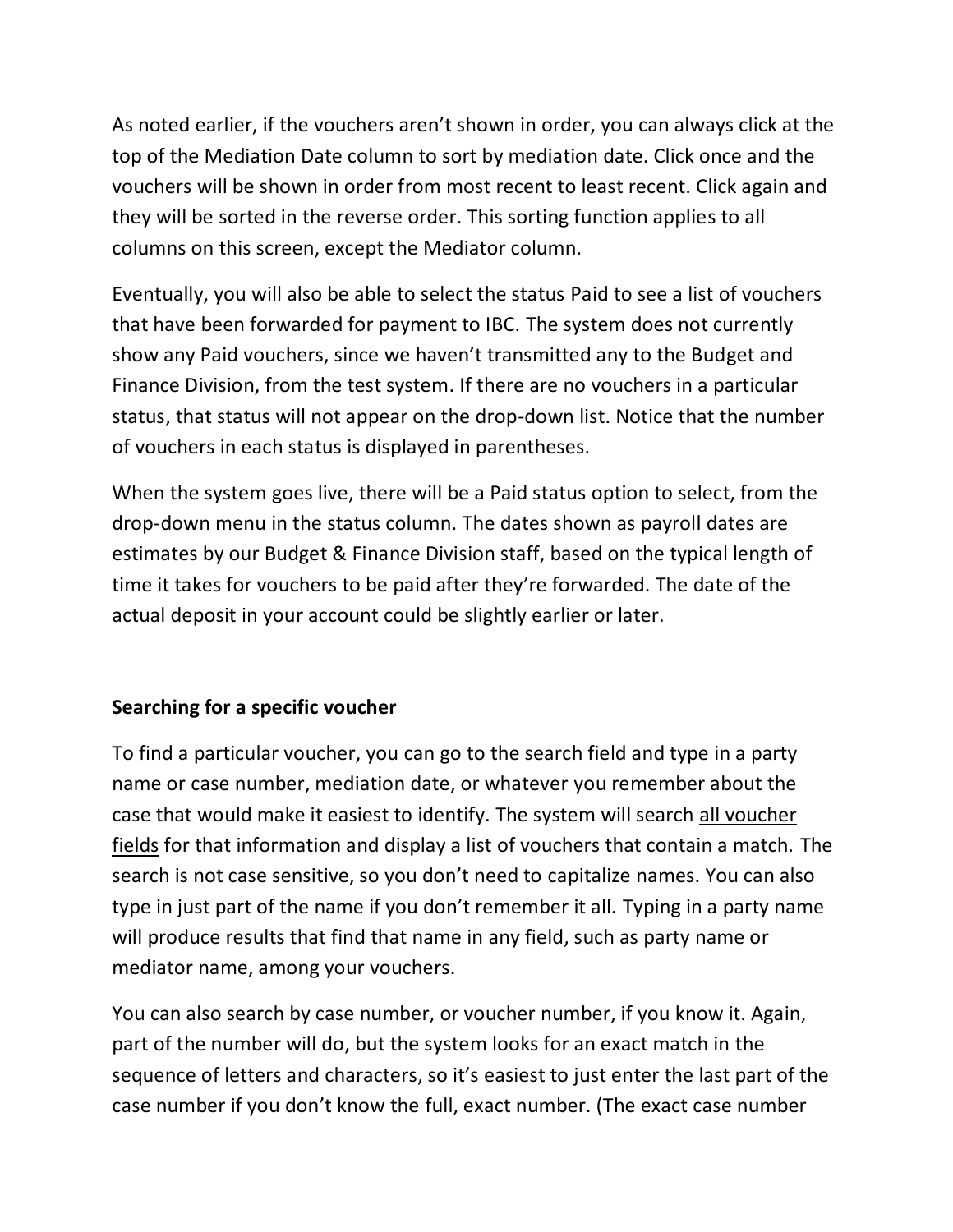As noted earlier, if the vouchers aren't shown in order, you can always click at the top of the Mediation Date column to sort by mediation date. Click once and the vouchers will be shown in order from most recent to least recent. Click again and they will be sorted in the reverse order. This sorting function applies to all columns on this screen, except the Mediator column.

Eventually, you will also be able to select the status Paid to see a list of vouchers that have been forwarded for payment to IBC. The system does not currently show any Paid vouchers, since we haven't transmitted any to the Budget and Finance Division, from the test system. If there are no vouchers in a particular status, that status will not appear on the drop-down list. Notice that the number of vouchers in each status is displayed in parentheses.

When the system goes live, there will be a Paid status option to select, from the drop-down menu in the status column. The dates shown as payroll dates are estimates by our Budget & Finance Division staff, based on the typical length of time it takes for vouchers to be paid after they're forwarded. The date of the actual deposit in your account could be slightly earlier or later.

**Searching for a specific voucher**

To find a particular voucher, you can go to the search field and type in a party name or case number, mediation date, or whatever you remember about the case that would make it easiest to identify. The system will search <u>all voucher fields</u> for that information and display a list of vouchers that contain a match. The search is not case sensitive, so you don't need to capitalize names. You can also type in just part of the name if you don't remember it all. Typing in a party name will produce results that find that name in any field, such as party name or mediator name, among your vouchers.

You can also search by case number, or voucher number, if you know it. Again, part of the number will do, but the system looks for an exact match in the sequence of letters and characters, so it's easiest to just enter the last part of the case number if you don't know the full, exact number. (The exact case number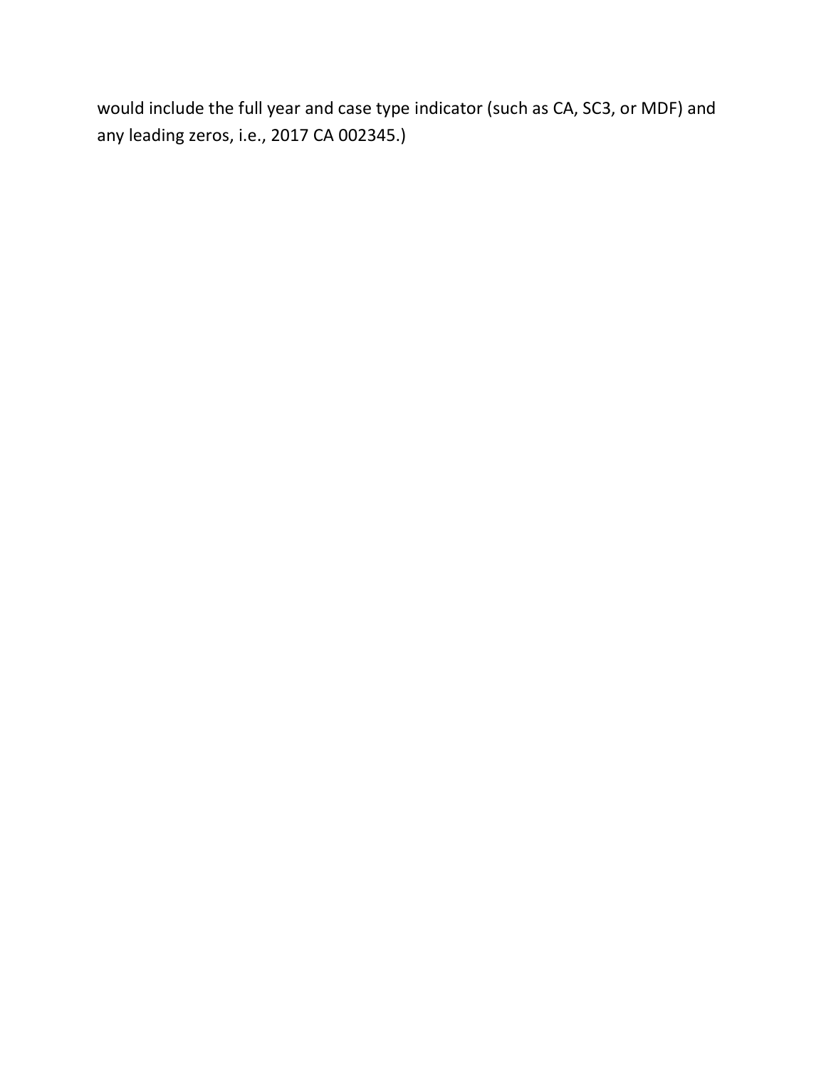would include the full year and case type indicator (such as CA, SC3, or MDF) and any leading zeros, i.e., 2017 CA 002345.)